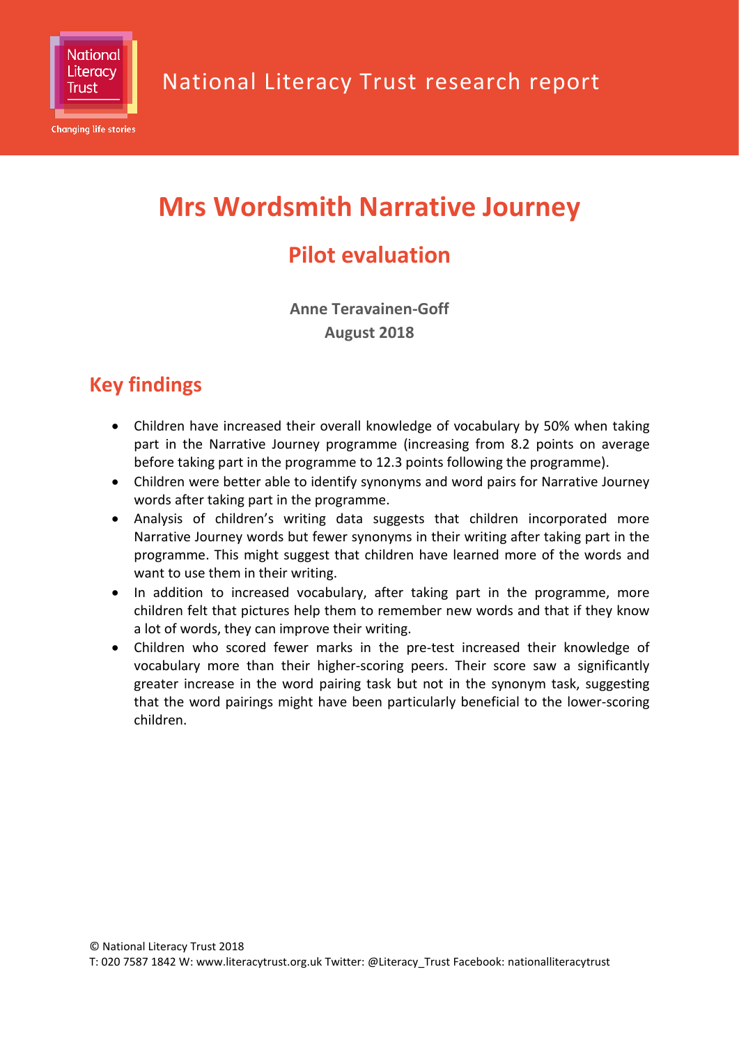National Literacy Trust research report

# Mrs Wordsmith Narrative Journey

## Pilot evaluation

**Anne Teravainen-Goff**
**August 2018**

## Key findings

- Children have increased their overall knowledge of vocabulary by 50% when taking part in the Narrative Journey programme (increasing from 8.2 points on average before taking part in the programme to 12.3 points following the programme).
- Children were better able to identify synonyms and word pairs for Narrative Journey words after taking part in the programme.
- Analysis of children's writing data suggests that children incorporated more Narrative Journey words but fewer synonyms in their writing after taking part in the programme. This might suggest that children have learned more of the words and want to use them in their writing.
- In addition to increased vocabulary, after taking part in the programme, more children felt that pictures help them to remember new words and that if they know a lot of words, they can improve their writing.
- Children who scored fewer marks in the pre-test increased their knowledge of vocabulary more than their higher-scoring peers. Their score saw a significantly greater increase in the word pairing task but not in the synonym task, suggesting that the word pairings might have been particularly beneficial to the lower-scoring children.

© National Literacy Trust 2018
T: 020 7587 1842 W: www.literacytrust.org.uk Twitter: @Literacy_Trust Facebook: nationalliteracytrust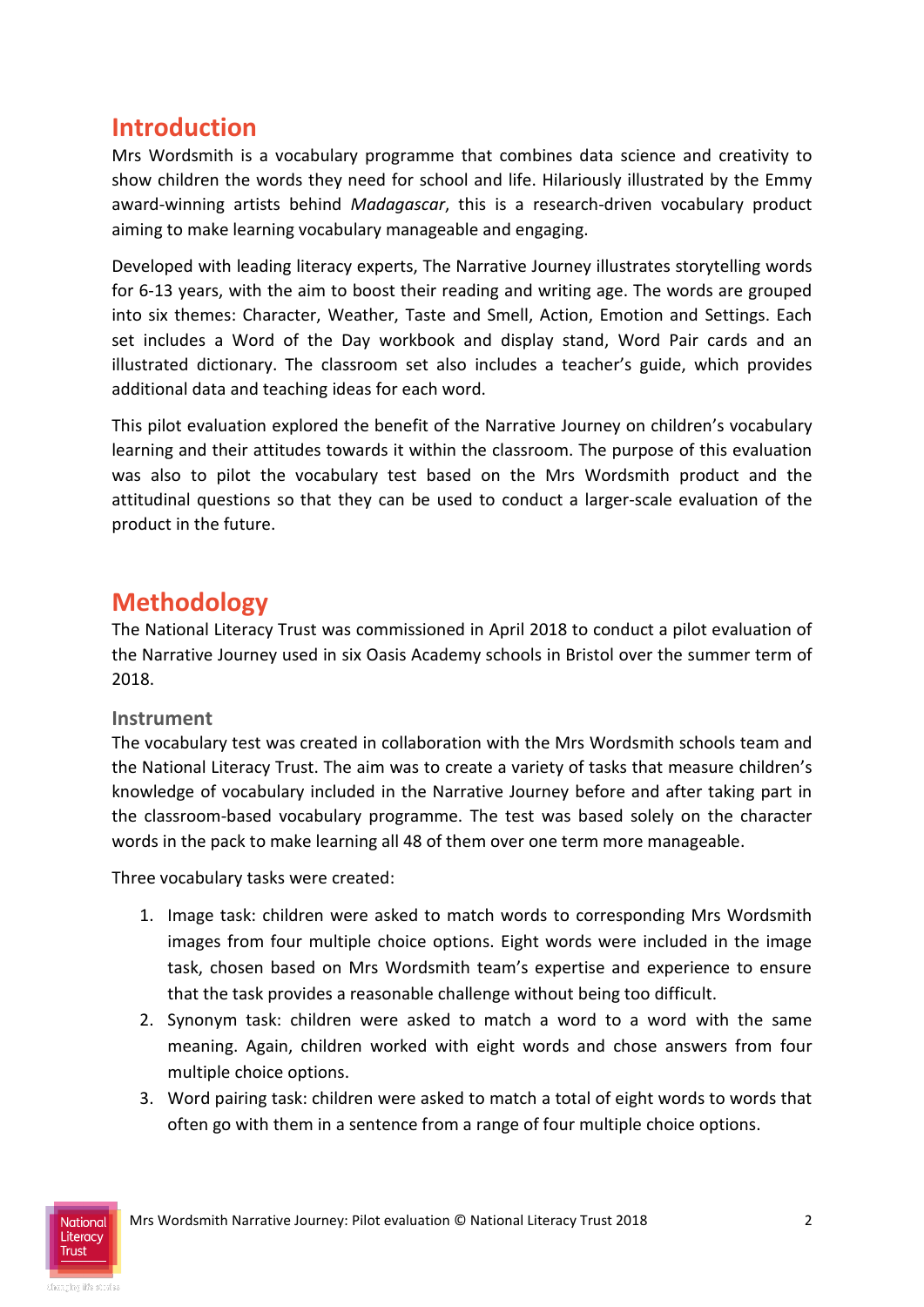## Introduction

Mrs Wordsmith is a vocabulary programme that combines data science and creativity to show children the words they need for school and life. Hilariously illustrated by the Emmy award-winning artists behind *Madagascar*, this is a research-driven vocabulary product aiming to make learning vocabulary manageable and engaging.

Developed with leading literacy experts, The Narrative Journey illustrates storytelling words for 6-13 years, with the aim to boost their reading and writing age. The words are grouped into six themes: Character, Weather, Taste and Smell, Action, Emotion and Settings. Each set includes a Word of the Day workbook and display stand, Word Pair cards and an illustrated dictionary. The classroom set also includes a teacher's guide, which provides additional data and teaching ideas for each word.

This pilot evaluation explored the benefit of the Narrative Journey on children's vocabulary learning and their attitudes towards it within the classroom. The purpose of this evaluation was also to pilot the vocabulary test based on the Mrs Wordsmith product and the attitudinal questions so that they can be used to conduct a larger-scale evaluation of the product in the future.

## Methodology

The National Literacy Trust was commissioned in April 2018 to conduct a pilot evaluation of the Narrative Journey used in six Oasis Academy schools in Bristol over the summer term of 2018.

### Instrument

The vocabulary test was created in collaboration with the Mrs Wordsmith schools team and the National Literacy Trust. The aim was to create a variety of tasks that measure children's knowledge of vocabulary included in the Narrative Journey before and after taking part in the classroom-based vocabulary programme. The test was based solely on the character words in the pack to make learning all 48 of them over one term more manageable.

Three vocabulary tasks were created:

1. Image task: children were asked to match words to corresponding Mrs Wordsmith images from four multiple choice options. Eight words were included in the image task, chosen based on Mrs Wordsmith team's expertise and experience to ensure that the task provides a reasonable challenge without being too difficult.
2. Synonym task: children were asked to match a word to a word with the same meaning. Again, children worked with eight words and chose answers from four multiple choice options.
3. Word pairing task: children were asked to match a total of eight words to words that often go with them in a sentence from a range of four multiple choice options.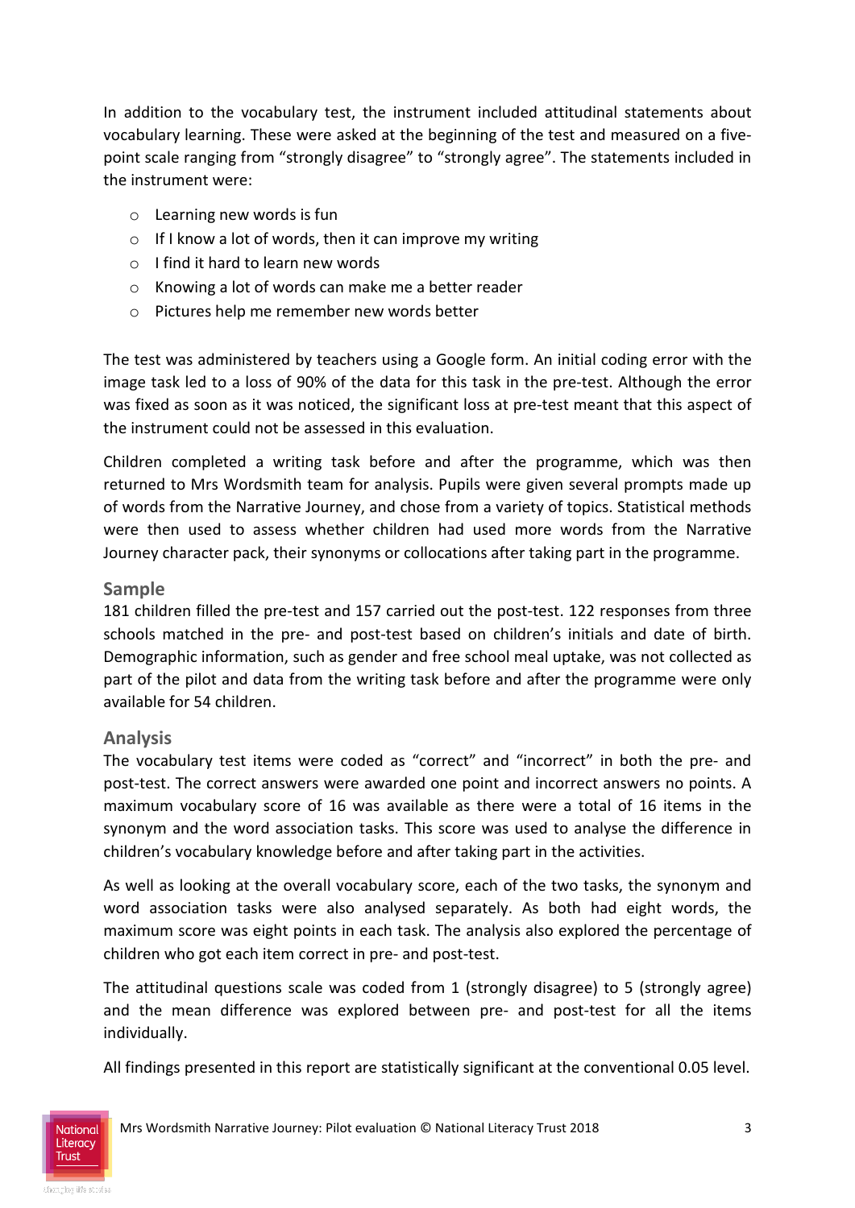In addition to the vocabulary test, the instrument included attitudinal statements about vocabulary learning. These were asked at the beginning of the test and measured on a five-point scale ranging from “strongly disagree” to “strongly agree”. The statements included in the instrument were:

- Learning new words is fun
- If I know a lot of words, then it can improve my writing
- I find it hard to learn new words
- Knowing a lot of words can make me a better reader
- Pictures help me remember new words better

The test was administered by teachers using a Google form. An initial coding error with the image task led to a loss of 90% of the data for this task in the pre-test. Although the error was fixed as soon as it was noticed, the significant loss at pre-test meant that this aspect of the instrument could not be assessed in this evaluation.

Children completed a writing task before and after the programme, which was then returned to Mrs Wordsmith team for analysis. Pupils were given several prompts made up of words from the Narrative Journey, and chose from a variety of topics. Statistical methods were then used to assess whether children had used more words from the Narrative Journey character pack, their synonyms or collocations after taking part in the programme.

## Sample

181 children filled the pre-test and 157 carried out the post-test. 122 responses from three schools matched in the pre- and post-test based on children’s initials and date of birth. Demographic information, such as gender and free school meal uptake, was not collected as part of the pilot and data from the writing task before and after the programme were only available for 54 children.

## Analysis

The vocabulary test items were coded as “correct” and “incorrect” in both the pre- and post-test. The correct answers were awarded one point and incorrect answers no points. A maximum vocabulary score of 16 was available as there were a total of 16 items in the synonym and the word association tasks. This score was used to analyse the difference in children’s vocabulary knowledge before and after taking part in the activities.

As well as looking at the overall vocabulary score, each of the two tasks, the synonym and word association tasks were also analysed separately. As both had eight words, the maximum score was eight points in each task. The analysis also explored the percentage of children who got each item correct in pre- and post-test.

The attitudinal questions scale was coded from 1 (strongly disagree) to 5 (strongly agree) and the mean difference was explored between pre- and post-test for all the items individually.

All findings presented in this report are statistically significant at the conventional 0.05 level.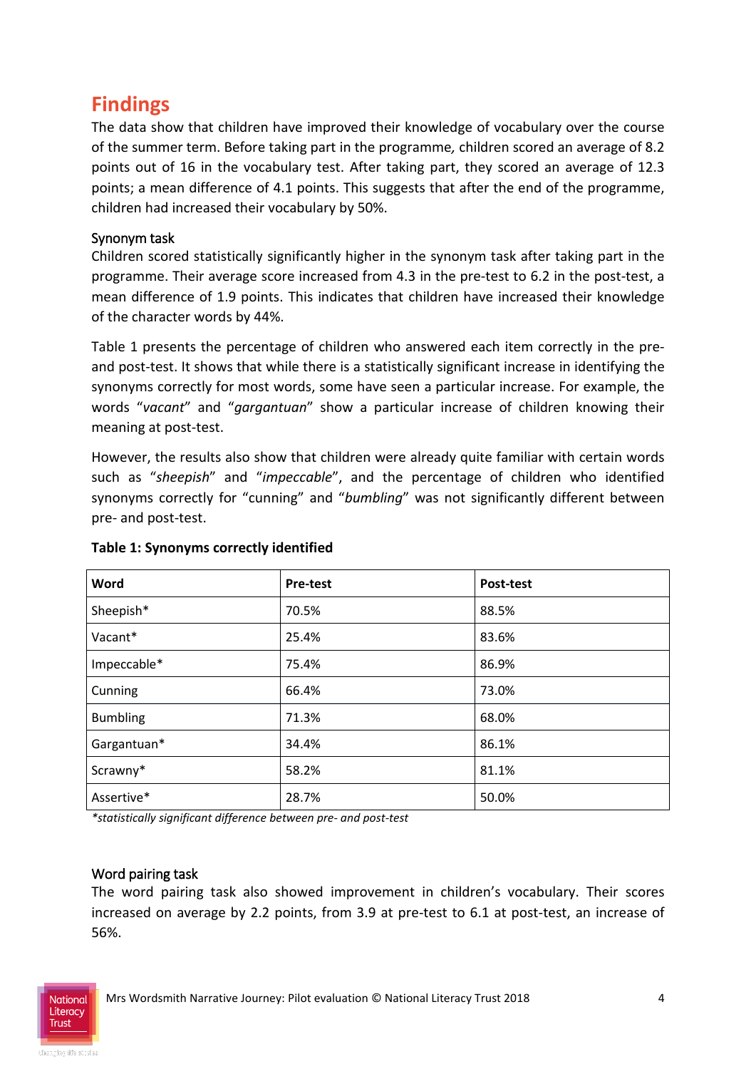## Findings

The data show that children have improved their knowledge of vocabulary over the course of the summer term. Before taking part in the programme*,* children scored an average of 8.2 points out of 16 in the vocabulary test. After taking part, they scored an average of 12.3 points; a mean difference of 4.1 points. This suggests that after the end of the programme, children had increased their vocabulary by 50%.

### Synonym task

Children scored statistically significantly higher in the synonym task after taking part in the programme. Their average score increased from 4.3 in the pre-test to 6.2 in the post-test, a mean difference of 1.9 points. This indicates that children have increased their knowledge of the character words by 44%.

Table 1 presents the percentage of children who answered each item correctly in the pre- and post-test. It shows that while there is a statistically significant increase in identifying the synonyms correctly for most words, some have seen a particular increase. For example, the words "*vacant*" and "*gargantuan*" show a particular increase of children knowing their meaning at post-test.

However, the results also show that children were already quite familiar with certain words such as "*sheepish*" and "*impeccable*", and the percentage of children who identified synonyms correctly for "cunning" and "*bumbling*" was not significantly different between pre- and post-test.

**Table 1: Synonyms correctly identified**

| Word | Pre-test | Post-test |
|---|---|---|
| Sheepish* | 70.5% | 88.5% |
| Vacant* | 25.4% | 83.6% |
| Impeccable* | 75.4% | 86.9% |
| Cunning | 66.4% | 73.0% |
| Bumbling | 71.3% | 68.0% |
| Gargantuan* | 34.4% | 86.1% |
| Scrawny* | 58.2% | 81.1% |
| Assertive* | 28.7% | 50.0% |

*\*statistically significant difference between pre- and post-test*

### Word pairing task

The word pairing task also showed improvement in children's vocabulary. Their scores increased on average by 2.2 points, from 3.9 at pre-test to 6.1 at post-test, an increase of 56%.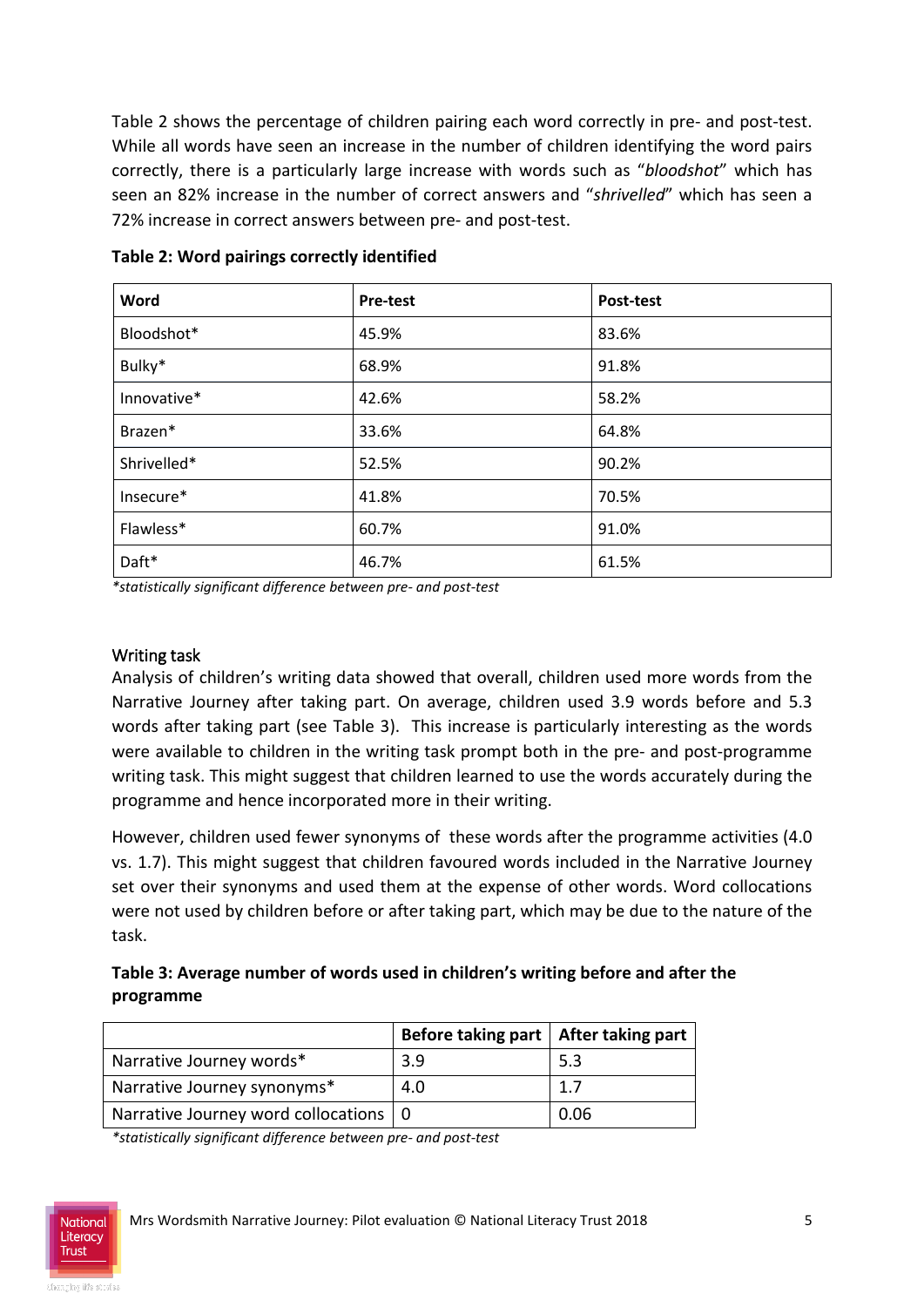Table 2 shows the percentage of children pairing each word correctly in pre- and post-test. While all words have seen an increase in the number of children identifying the word pairs correctly, there is a particularly large increase with words such as "*bloodshot*" which has seen an 82% increase in the number of correct answers and "*shrivelled*" which has seen a 72% increase in correct answers between pre- and post-test.

**Table 2: Word pairings correctly identified**

| Word | Pre-test | Post-test |
|---|---|---|
| Bloodshot* | 45.9% | 83.6% |
| Bulky* | 68.9% | 91.8% |
| Innovative* | 42.6% | 58.2% |
| Brazen* | 33.6% | 64.8% |
| Shrivelled* | 52.5% | 90.2% |
| Insecure* | 41.8% | 70.5% |
| Flawless* | 60.7% | 91.0% |
| Daft* | 46.7% | 61.5% |

*\*statistically significant difference between pre- and post-test*

### Writing task

Analysis of children's writing data showed that overall, children used more words from the Narrative Journey after taking part. On average, children used 3.9 words before and 5.3 words after taking part (see Table 3). This increase is particularly interesting as the words were available to children in the writing task prompt both in the pre- and post-programme writing task. This might suggest that children learned to use the words accurately during the programme and hence incorporated more in their writing.

However, children used fewer synonyms of these words after the programme activities (4.0 vs. 1.7). This might suggest that children favoured words included in the Narrative Journey set over their synonyms and used them at the expense of other words. Word collocations were not used by children before or after taking part, which may be due to the nature of the task.

**Table 3: Average number of words used in children's writing before and after the programme**

| | Before taking part | After taking part |
|---|---|---|
| Narrative Journey words* | 3.9 | 5.3 |
| Narrative Journey synonyms* | 4.0 | 1.7 |
| Narrative Journey word collocations | 0 | 0.06 |

*\*statistically significant difference between pre- and post-test*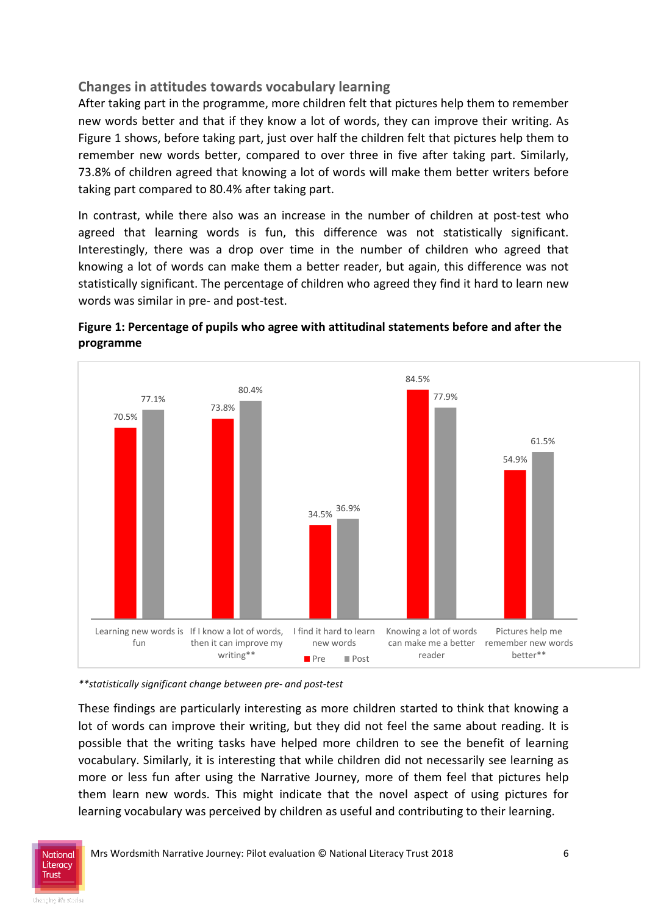## Changes in attitudes towards vocabulary learning

After taking part in the programme, more children felt that pictures help them to remember new words better and that if they know a lot of words, they can improve their writing. As Figure 1 shows, before taking part, just over half the children felt that pictures help them to remember new words better, compared to over three in five after taking part. Similarly, 73.8% of children agreed that knowing a lot of words will make them better writers before taking part compared to 80.4% after taking part.

In contrast, while there also was an increase in the number of children at post-test who agreed that learning words is fun, this difference was not statistically significant. Interestingly, there was a drop over time in the number of children who agreed that knowing a lot of words can make them a better reader, but again, this difference was not statistically significant. The percentage of children who agreed they find it hard to learn new words was similar in pre- and post-test.

**Figure 1: Percentage of pupils who agree with attitudinal statements before and after the programme**

| Statement | Pre | Post |
|---|---|---|
| Learning new words is fun | 70.5% | 77.1% |
| If I know a lot of words, then it can improve my writing** | 73.8% | 80.4% |
| I find it hard to learn new words | 34.5% | 36.9% |
| Knowing a lot of words can make me a better reader | 84.5% | 77.9% |
| Pictures help me remember new words better** | 54.9% | 61.5% |

*\*\*statistically significant change between pre- and post-test*

These findings are particularly interesting as more children started to think that knowing a lot of words can improve their writing, but they did not feel the same about reading. It is possible that the writing tasks have helped more children to see the benefit of learning vocabulary. Similarly, it is interesting that while children did not necessarily see learning as more or less fun after using the Narrative Journey, more of them feel that pictures help them learn new words. This might indicate that the novel aspect of using pictures for learning vocabulary was perceived by children as useful and contributing to their learning.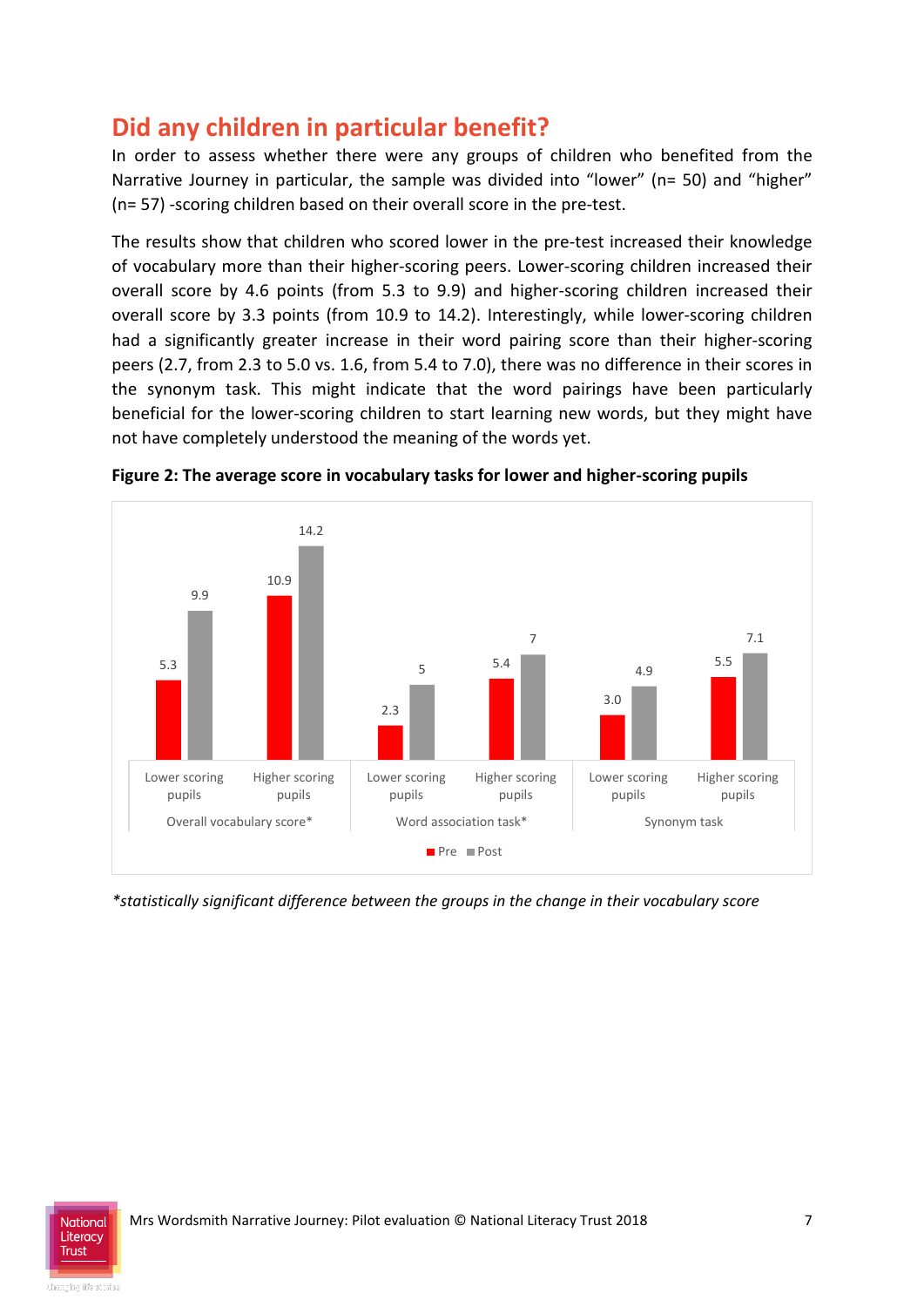## Did any children in particular benefit?

In order to assess whether there were any groups of children who benefited from the Narrative Journey in particular, the sample was divided into "lower" (n= 50) and "higher" (n= 57) -scoring children based on their overall score in the pre-test.

The results show that children who scored lower in the pre-test increased their knowledge of vocabulary more than their higher-scoring peers. Lower-scoring children increased their overall score by 4.6 points (from 5.3 to 9.9) and higher-scoring children increased their overall score by 3.3 points (from 10.9 to 14.2). Interestingly, while lower-scoring children had a significantly greater increase in their word pairing score than their higher-scoring peers (2.7, from 2.3 to 5.0 vs. 1.6, from 5.4 to 7.0), there was no difference in their scores in the synonym task. This might indicate that the word pairings have been particularly beneficial for the lower-scoring children to start learning new words, but they might have not have completely understood the meaning of the words yet.

**Figure 2: The average score in vocabulary tasks for lower and higher-scoring pupils**

| Task | Group | Pre | Post |
|---|---|---|---|
| Overall vocabulary score* | Lower scoring pupils | 5.3 | 9.9 |
| Overall vocabulary score* | Higher scoring pupils | 10.9 | 14.2 |
| Word association task* | Lower scoring pupils | 2.3 | 5 |
| Word association task* | Higher scoring pupils | 5.4 | 7 |
| Synonym task | Lower scoring pupils | 3.0 | 4.9 |
| Synonym task | Higher scoring pupils | 5.5 | 7.1 |

*\*statistically significant difference between the groups in the change in their vocabulary score*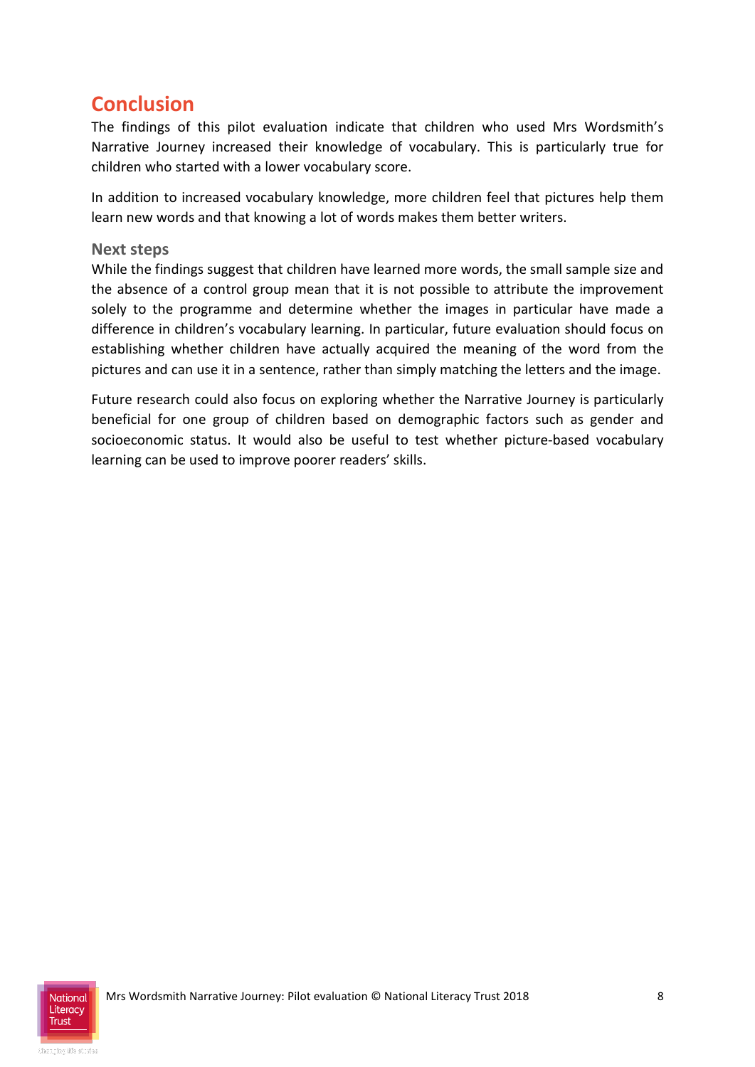## Conclusion

The findings of this pilot evaluation indicate that children who used Mrs Wordsmith's Narrative Journey increased their knowledge of vocabulary. This is particularly true for children who started with a lower vocabulary score.

In addition to increased vocabulary knowledge, more children feel that pictures help them learn new words and that knowing a lot of words makes them better writers.

### Next steps

While the findings suggest that children have learned more words, the small sample size and the absence of a control group mean that it is not possible to attribute the improvement solely to the programme and determine whether the images in particular have made a difference in children's vocabulary learning. In particular, future evaluation should focus on establishing whether children have actually acquired the meaning of the word from the pictures and can use it in a sentence, rather than simply matching the letters and the image.

Future research could also focus on exploring whether the Narrative Journey is particularly beneficial for one group of children based on demographic factors such as gender and socioeconomic status. It would also be useful to test whether picture-based vocabulary learning can be used to improve poorer readers' skills.